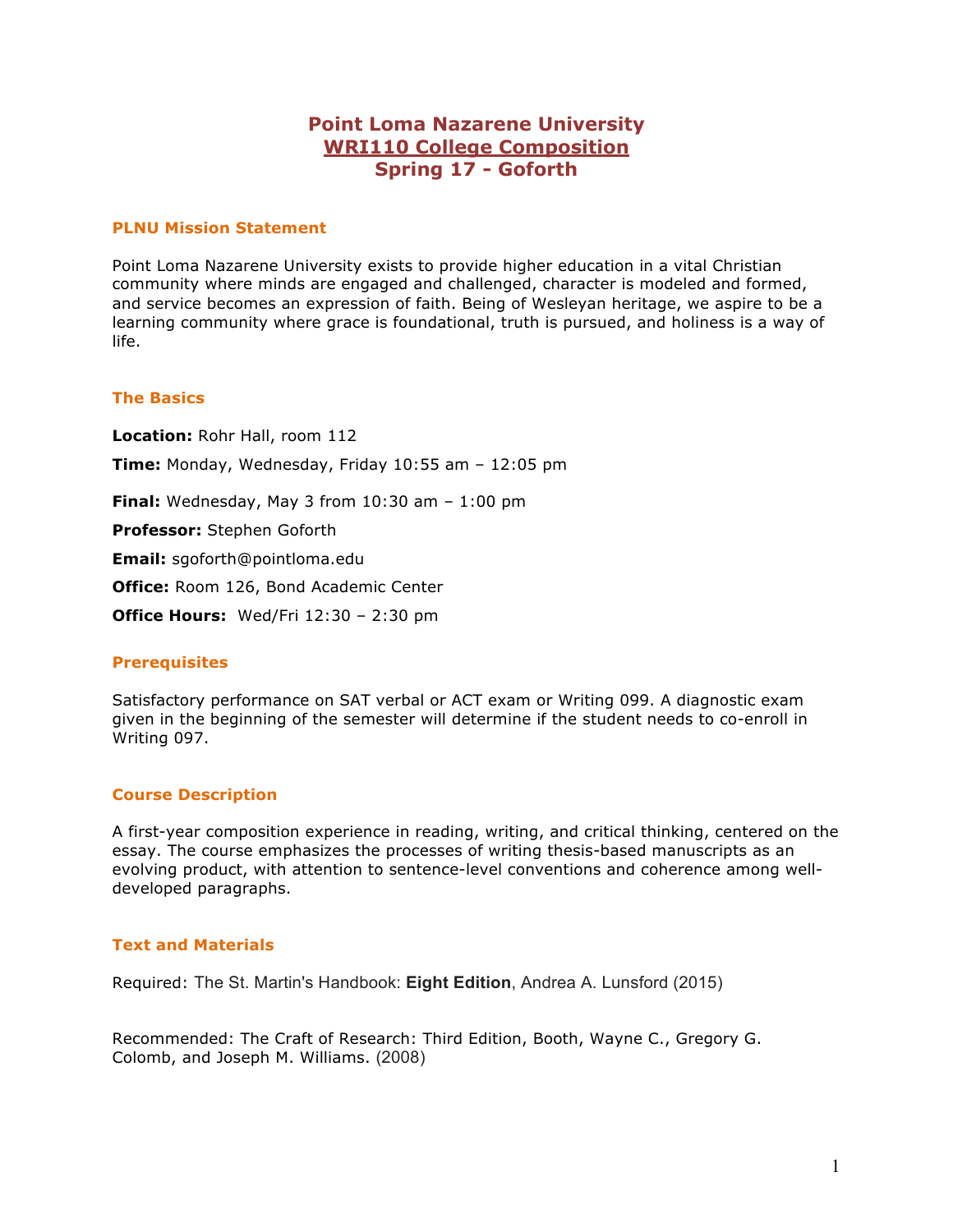# Point Loma Nazarene University
# WRI110 College Composition
# Spring 17 - Goforth

## PLNU Mission Statement

Point Loma Nazarene University exists to provide higher education in a vital Christian community where minds are engaged and challenged, character is modeled and formed, and service becomes an expression of faith. Being of Wesleyan heritage, we aspire to be a learning community where grace is foundational, truth is pursued, and holiness is a way of life.

## The Basics

**Location:** Rohr Hall, room 112

**Time:** Monday, Wednesday, Friday 10:55 am – 12:05 pm

**Final:** Wednesday, May 3 from 10:30 am – 1:00 pm

**Professor:** Stephen Goforth

**Email:** sgoforth@pointloma.edu

**Office:** Room 126, Bond Academic Center

**Office Hours:** Wed/Fri 12:30 – 2:30 pm

## Prerequisites

Satisfactory performance on SAT verbal or ACT exam or Writing 099. A diagnostic exam given in the beginning of the semester will determine if the student needs to co-enroll in Writing 097.

## Course Description

A first-year composition experience in reading, writing, and critical thinking, centered on the essay. The course emphasizes the processes of writing thesis-based manuscripts as an evolving product, with attention to sentence-level conventions and coherence among well-developed paragraphs.

## Text and Materials

Required: The St. Martin's Handbook: **Eight Edition**, Andrea A. Lunsford (2015)

Recommended: The Craft of Research: Third Edition, Booth, Wayne C., Gregory G. Colomb, and Joseph M. Williams. (2008)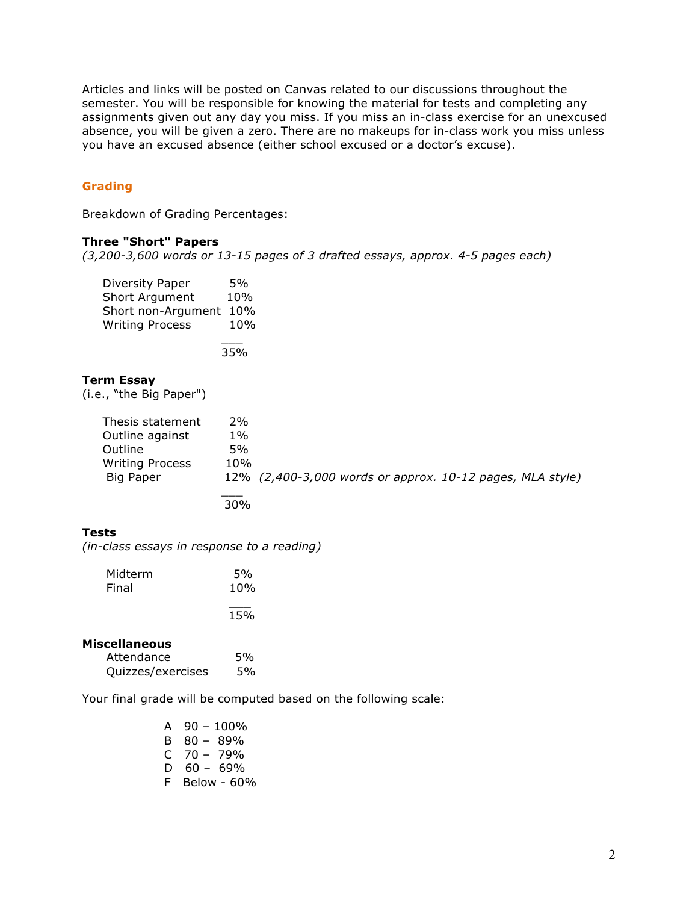Articles and links will be posted on Canvas related to our discussions throughout the semester. You will be responsible for knowing the material for tests and completing any assignments given out any day you miss. If you miss an in-class exercise for an unexcused absence, you will be given a zero. There are no makeups for in-class work you miss unless you have an excused absence (either school excused or a doctor's excuse).

## Grading

Breakdown of Grading Percentages:

**Three "Short" Papers**
*(3,200-3,600 words or 13-15 pages of 3 drafted essays, approx. 4-5 pages each)*

| | |
|---|---|
| Diversity Paper | 5% |
| Short Argument | 10% |
| Short non-Argument | 10% |
| Writing Process | 10% |
| | 35% |

**Term Essay**
(i.e., "the Big Paper")

| | | |
|---|---|---|
| Thesis statement | 2% | |
| Outline against | 1% | |
| Outline | 5% | |
| Writing Process | 10% | |
| Big Paper | 12% | *(2,400-3,000 words or approx. 10-12 pages, MLA style)* |
| | 30% | |

**Tests**
*(in-class essays in response to a reading)*

| | |
|---|---|
| Midterm | 5% |
| Final | 10% |
| | 15% |

**Miscellaneous**

| | |
|---|---|
| Attendance | 5% |
| Quizzes/exercises | 5% |

Your final grade will be computed based on the following scale:

| | |
|---|---|
| A | 90 – 100% |
| B | 80 – 89% |
| C | 70 – 79% |
| D | 60 – 69% |
| F | Below - 60% |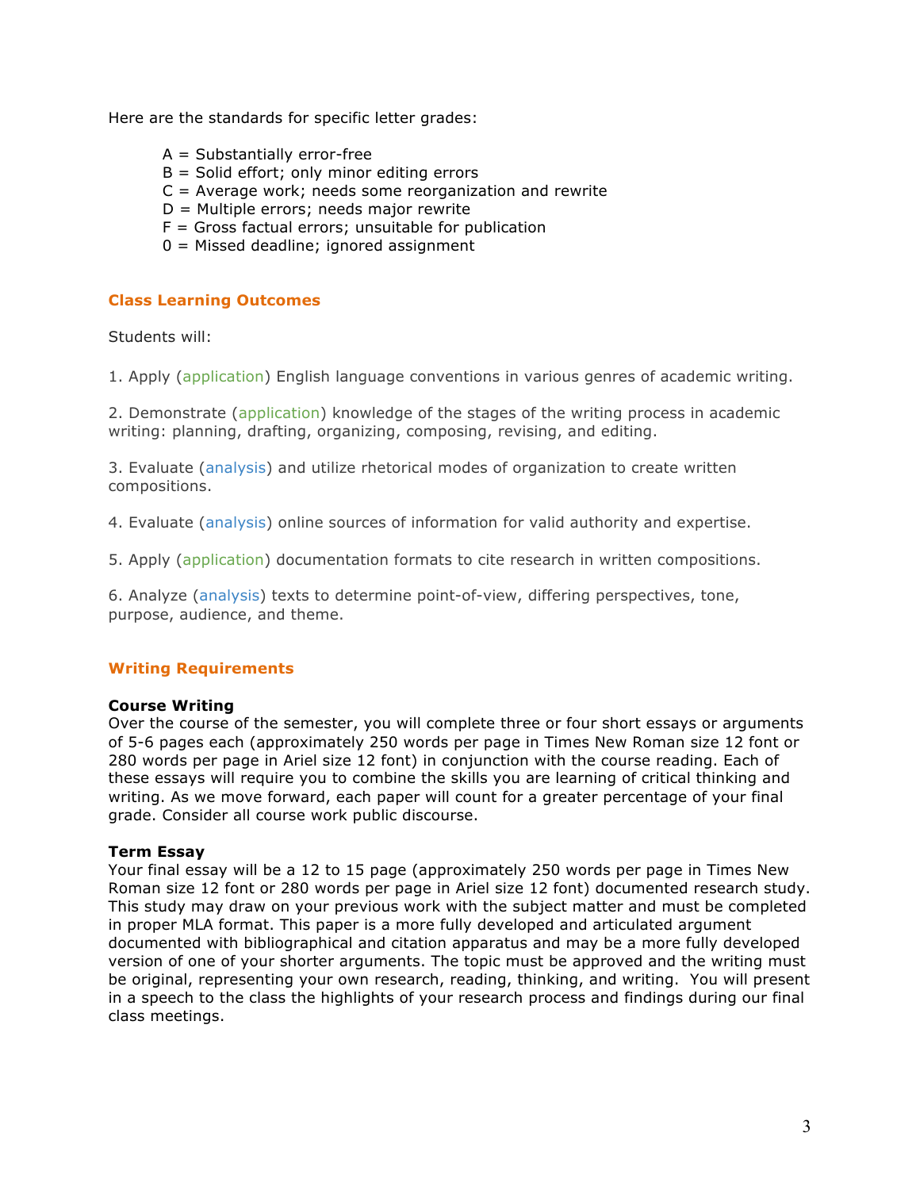Here are the standards for specific letter grades:

- A = Substantially error-free
- B = Solid effort; only minor editing errors
- C = Average work; needs some reorganization and rewrite
- D = Multiple errors; needs major rewrite
- F = Gross factual errors; unsuitable for publication
- 0 = Missed deadline; ignored assignment

## Class Learning Outcomes

Students will:

1. Apply (application) English language conventions in various genres of academic writing.

2. Demonstrate (application) knowledge of the stages of the writing process in academic writing: planning, drafting, organizing, composing, revising, and editing.

3. Evaluate (analysis) and utilize rhetorical modes of organization to create written compositions.

4. Evaluate (analysis) online sources of information for valid authority and expertise.

5. Apply (application) documentation formats to cite research in written compositions.

6. Analyze (analysis) texts to determine point-of-view, differing perspectives, tone, purpose, audience, and theme.

## Writing Requirements

**Course Writing**
Over the course of the semester, you will complete three or four short essays or arguments of 5-6 pages each (approximately 250 words per page in Times New Roman size 12 font or 280 words per page in Ariel size 12 font) in conjunction with the course reading. Each of these essays will require you to combine the skills you are learning of critical thinking and writing. As we move forward, each paper will count for a greater percentage of your final grade. Consider all course work public discourse.

**Term Essay**
Your final essay will be a 12 to 15 page (approximately 250 words per page in Times New Roman size 12 font or 280 words per page in Ariel size 12 font) documented research study. This study may draw on your previous work with the subject matter and must be completed in proper MLA format. This paper is a more fully developed and articulated argument documented with bibliographical and citation apparatus and may be a more fully developed version of one of your shorter arguments. The topic must be approved and the writing must be original, representing your own research, reading, thinking, and writing. You will present in a speech to the class the highlights of your research process and findings during our final class meetings.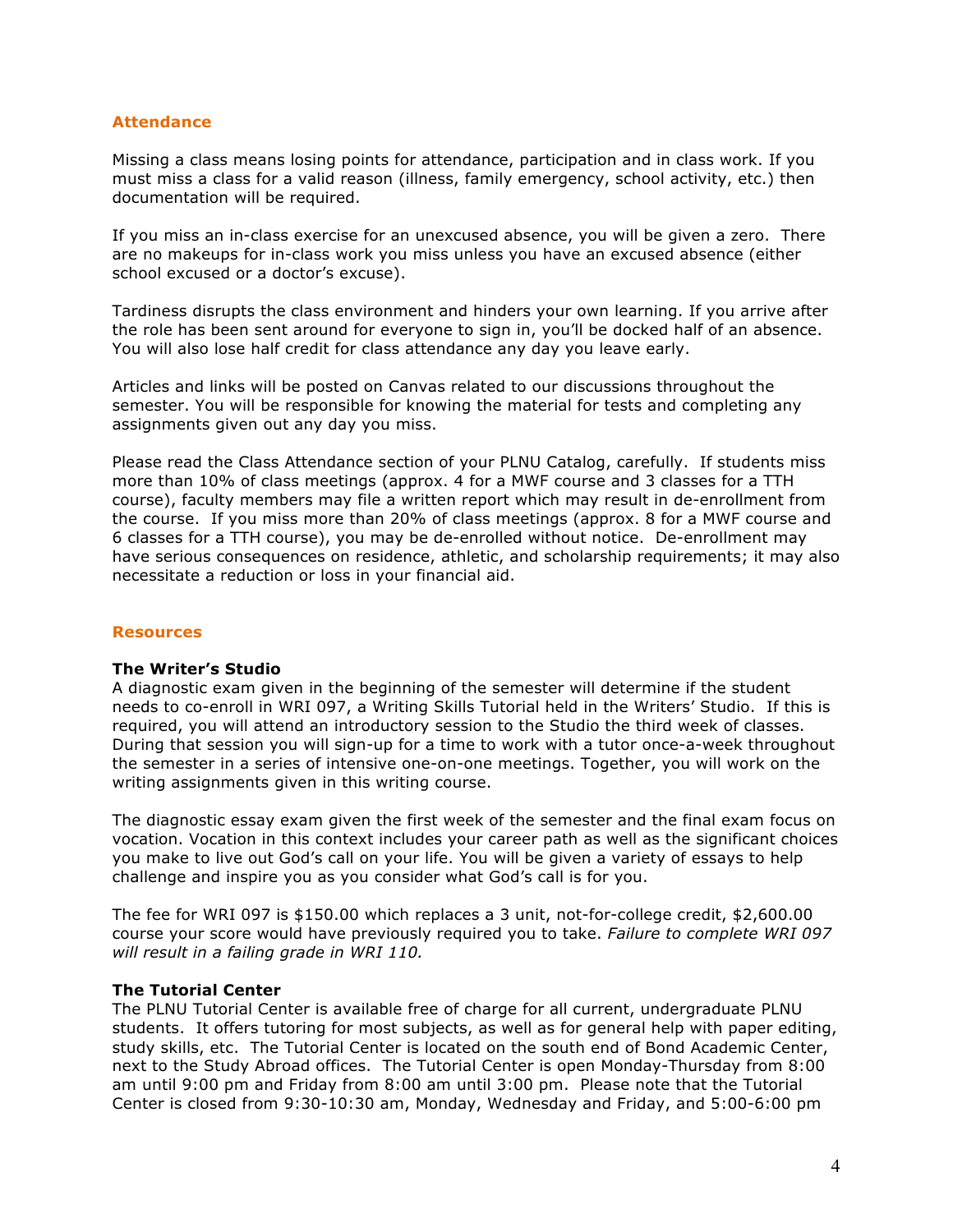## Attendance

Missing a class means losing points for attendance, participation and in class work. If you must miss a class for a valid reason (illness, family emergency, school activity, etc.) then documentation will be required.

If you miss an in-class exercise for an unexcused absence, you will be given a zero. There are no makeups for in-class work you miss unless you have an excused absence (either school excused or a doctor's excuse).

Tardiness disrupts the class environment and hinders your own learning. If you arrive after the role has been sent around for everyone to sign in, you'll be docked half of an absence. You will also lose half credit for class attendance any day you leave early.

Articles and links will be posted on Canvas related to our discussions throughout the semester. You will be responsible for knowing the material for tests and completing any assignments given out any day you miss.

Please read the Class Attendance section of your PLNU Catalog, carefully. If students miss more than 10% of class meetings (approx. 4 for a MWF course and 3 classes for a TTH course), faculty members may file a written report which may result in de-enrollment from the course. If you miss more than 20% of class meetings (approx. 8 for a MWF course and 6 classes for a TTH course), you may be de-enrolled without notice. De-enrollment may have serious consequences on residence, athletic, and scholarship requirements; it may also necessitate a reduction or loss in your financial aid.

## Resources

### The Writer's Studio

A diagnostic exam given in the beginning of the semester will determine if the student needs to co-enroll in WRI 097, a Writing Skills Tutorial held in the Writers' Studio. If this is required, you will attend an introductory session to the Studio the third week of classes. During that session you will sign-up for a time to work with a tutor once-a-week throughout the semester in a series of intensive one-on-one meetings. Together, you will work on the writing assignments given in this writing course.

The diagnostic essay exam given the first week of the semester and the final exam focus on vocation. Vocation in this context includes your career path as well as the significant choices you make to live out God's call on your life. You will be given a variety of essays to help challenge and inspire you as you consider what God's call is for you.

The fee for WRI 097 is $150.00 which replaces a 3 unit, not-for-college credit, $2,600.00 course your score would have previously required you to take. *Failure to complete WRI 097 will result in a failing grade in WRI 110.*

### The Tutorial Center

The PLNU Tutorial Center is available free of charge for all current, undergraduate PLNU students. It offers tutoring for most subjects, as well as for general help with paper editing, study skills, etc. The Tutorial Center is located on the south end of Bond Academic Center, next to the Study Abroad offices. The Tutorial Center is open Monday-Thursday from 8:00 am until 9:00 pm and Friday from 8:00 am until 3:00 pm. Please note that the Tutorial Center is closed from 9:30-10:30 am, Monday, Wednesday and Friday, and 5:00-6:00 pm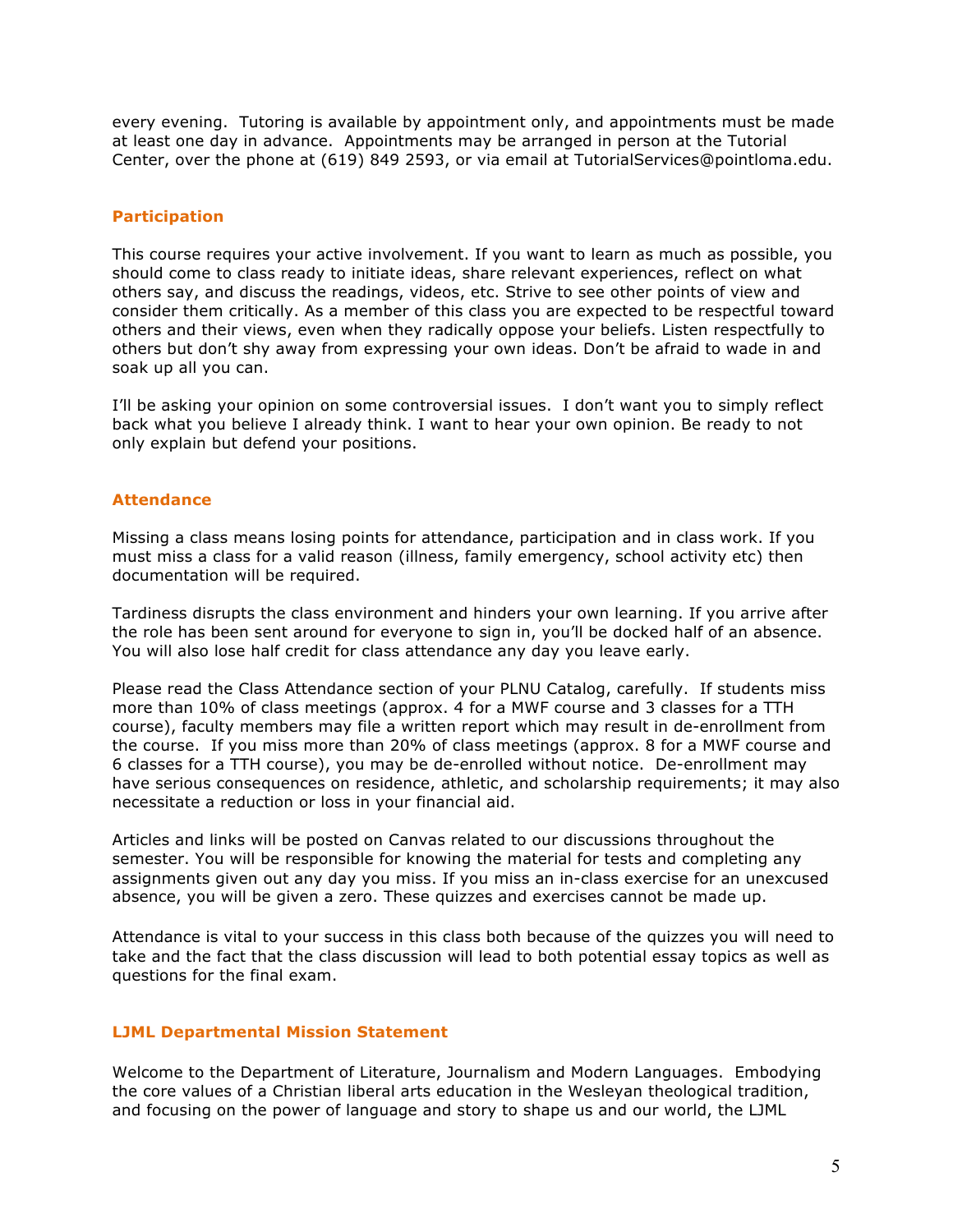every evening. Tutoring is available by appointment only, and appointments must be made at least one day in advance. Appointments may be arranged in person at the Tutorial Center, over the phone at (619) 849 2593, or via email at TutorialServices@pointloma.edu.

## Participation

This course requires your active involvement. If you want to learn as much as possible, you should come to class ready to initiate ideas, share relevant experiences, reflect on what others say, and discuss the readings, videos, etc. Strive to see other points of view and consider them critically. As a member of this class you are expected to be respectful toward others and their views, even when they radically oppose your beliefs. Listen respectfully to others but don't shy away from expressing your own ideas. Don't be afraid to wade in and soak up all you can.

I'll be asking your opinion on some controversial issues. I don't want you to simply reflect back what you believe I already think. I want to hear your own opinion. Be ready to not only explain but defend your positions.

## Attendance

Missing a class means losing points for attendance, participation and in class work. If you must miss a class for a valid reason (illness, family emergency, school activity etc) then documentation will be required.

Tardiness disrupts the class environment and hinders your own learning. If you arrive after the role has been sent around for everyone to sign in, you'll be docked half of an absence. You will also lose half credit for class attendance any day you leave early.

Please read the Class Attendance section of your PLNU Catalog, carefully. If students miss more than 10% of class meetings (approx. 4 for a MWF course and 3 classes for a TTH course), faculty members may file a written report which may result in de-enrollment from the course. If you miss more than 20% of class meetings (approx. 8 for a MWF course and 6 classes for a TTH course), you may be de-enrolled without notice. De-enrollment may have serious consequences on residence, athletic, and scholarship requirements; it may also necessitate a reduction or loss in your financial aid.

Articles and links will be posted on Canvas related to our discussions throughout the semester. You will be responsible for knowing the material for tests and completing any assignments given out any day you miss. If you miss an in-class exercise for an unexcused absence, you will be given a zero. These quizzes and exercises cannot be made up.

Attendance is vital to your success in this class both because of the quizzes you will need to take and the fact that the class discussion will lead to both potential essay topics as well as questions for the final exam.

## LJML Departmental Mission Statement

Welcome to the Department of Literature, Journalism and Modern Languages. Embodying the core values of a Christian liberal arts education in the Wesleyan theological tradition, and focusing on the power of language and story to shape us and our world, the LJML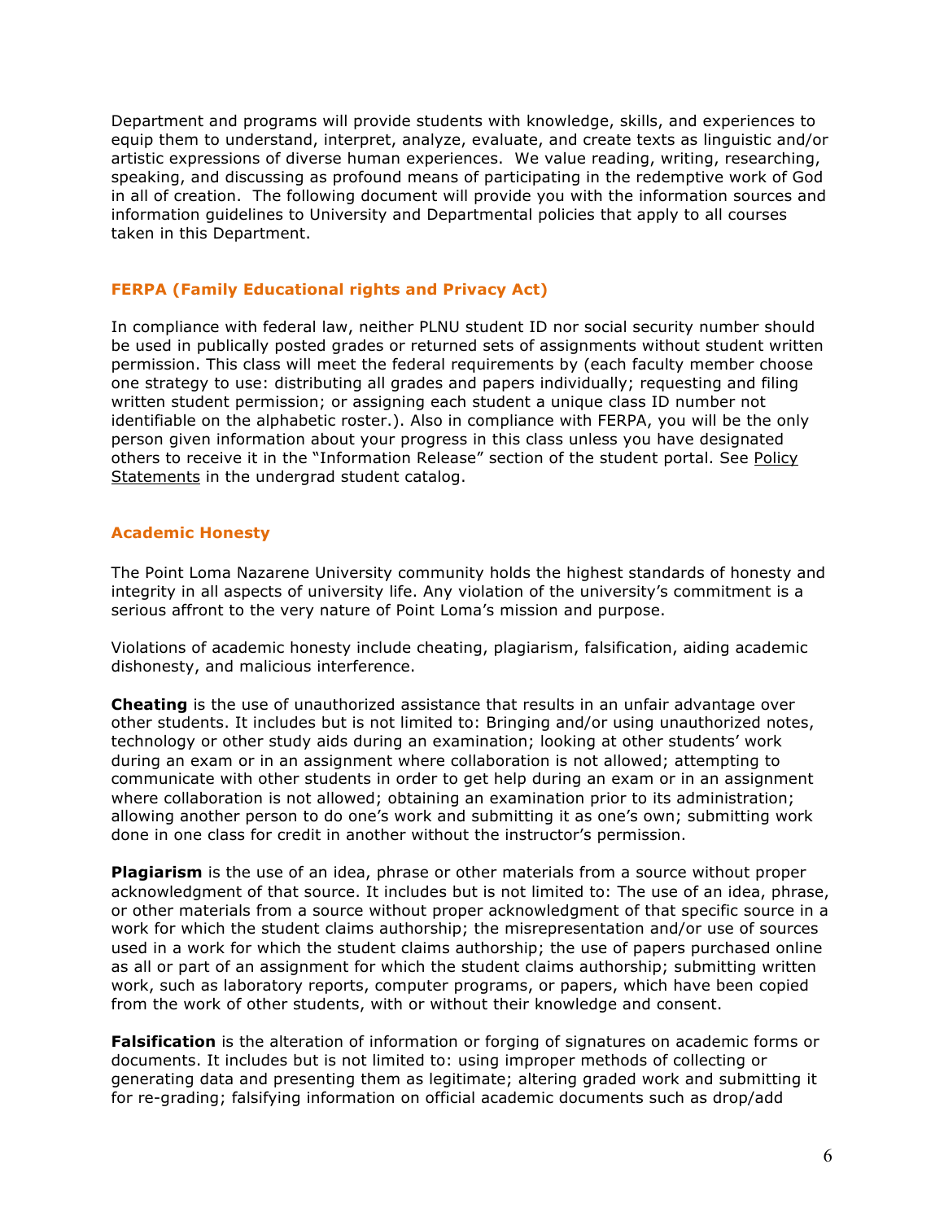Department and programs will provide students with knowledge, skills, and experiences to equip them to understand, interpret, analyze, evaluate, and create texts as linguistic and/or artistic expressions of diverse human experiences. We value reading, writing, researching, speaking, and discussing as profound means of participating in the redemptive work of God in all of creation. The following document will provide you with the information sources and information guidelines to University and Departmental policies that apply to all courses taken in this Department.

## FERPA (Family Educational rights and Privacy Act)

In compliance with federal law, neither PLNU student ID nor social security number should be used in publically posted grades or returned sets of assignments without student written permission. This class will meet the federal requirements by (each faculty member choose one strategy to use: distributing all grades and papers individually; requesting and filing written student permission; or assigning each student a unique class ID number not identifiable on the alphabetic roster.). Also in compliance with FERPA, you will be the only person given information about your progress in this class unless you have designated others to receive it in the "Information Release" section of the student portal. See Policy Statements in the undergrad student catalog.

## Academic Honesty

The Point Loma Nazarene University community holds the highest standards of honesty and integrity in all aspects of university life. Any violation of the university's commitment is a serious affront to the very nature of Point Loma's mission and purpose.

Violations of academic honesty include cheating, plagiarism, falsification, aiding academic dishonesty, and malicious interference.

**Cheating** is the use of unauthorized assistance that results in an unfair advantage over other students. It includes but is not limited to: Bringing and/or using unauthorized notes, technology or other study aids during an examination; looking at other students' work during an exam or in an assignment where collaboration is not allowed; attempting to communicate with other students in order to get help during an exam or in an assignment where collaboration is not allowed; obtaining an examination prior to its administration; allowing another person to do one's work and submitting it as one's own; submitting work done in one class for credit in another without the instructor's permission.

**Plagiarism** is the use of an idea, phrase or other materials from a source without proper acknowledgment of that source. It includes but is not limited to: The use of an idea, phrase, or other materials from a source without proper acknowledgment of that specific source in a work for which the student claims authorship; the misrepresentation and/or use of sources used in a work for which the student claims authorship; the use of papers purchased online as all or part of an assignment for which the student claims authorship; submitting written work, such as laboratory reports, computer programs, or papers, which have been copied from the work of other students, with or without their knowledge and consent.

**Falsification** is the alteration of information or forging of signatures on academic forms or documents. It includes but is not limited to: using improper methods of collecting or generating data and presenting them as legitimate; altering graded work and submitting it for re-grading; falsifying information on official academic documents such as drop/add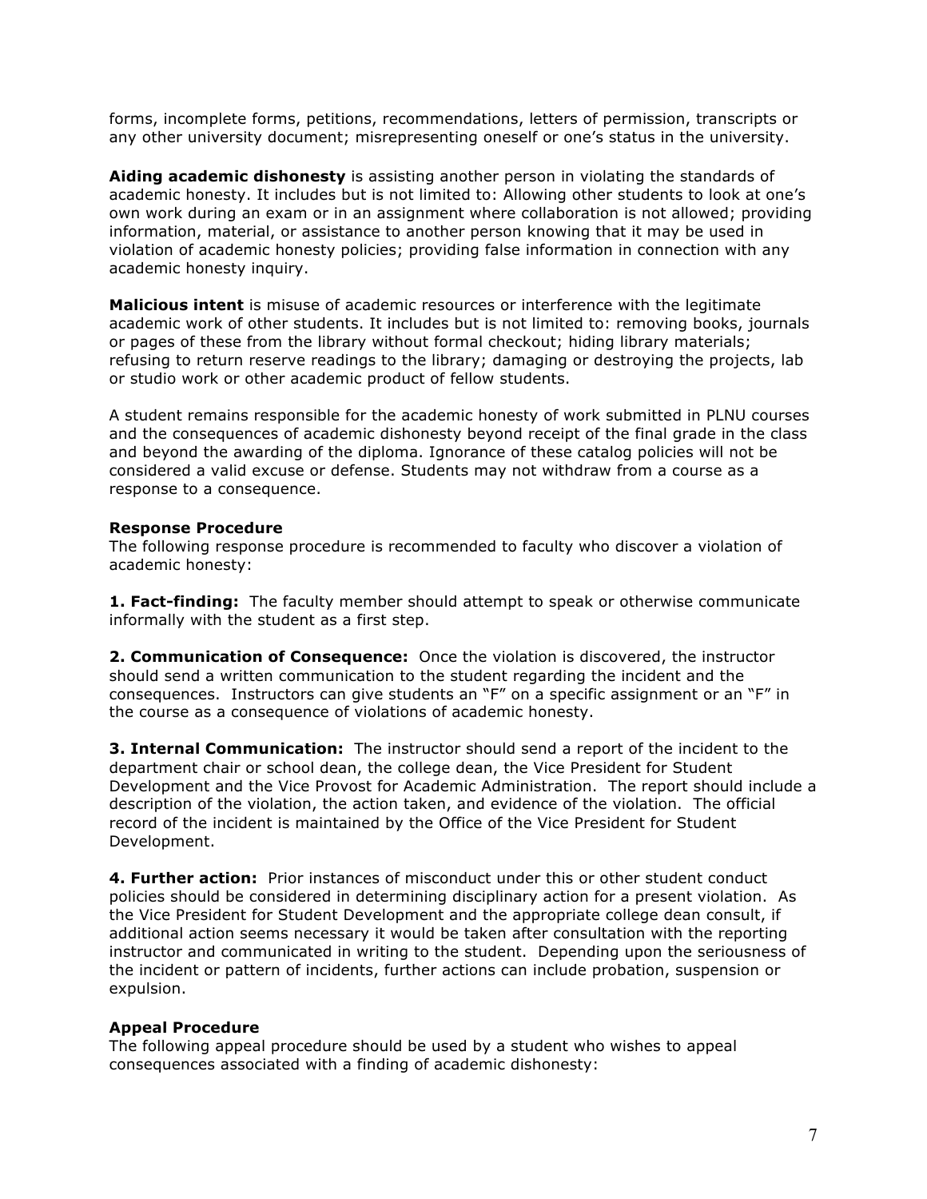forms, incomplete forms, petitions, recommendations, letters of permission, transcripts or any other university document; misrepresenting oneself or one's status in the university.

**Aiding academic dishonesty** is assisting another person in violating the standards of academic honesty. It includes but is not limited to: Allowing other students to look at one's own work during an exam or in an assignment where collaboration is not allowed; providing information, material, or assistance to another person knowing that it may be used in violation of academic honesty policies; providing false information in connection with any academic honesty inquiry.

**Malicious intent** is misuse of academic resources or interference with the legitimate academic work of other students. It includes but is not limited to: removing books, journals or pages of these from the library without formal checkout; hiding library materials; refusing to return reserve readings to the library; damaging or destroying the projects, lab or studio work or other academic product of fellow students.

A student remains responsible for the academic honesty of work submitted in PLNU courses and the consequences of academic dishonesty beyond receipt of the final grade in the class and beyond the awarding of the diploma. Ignorance of these catalog policies will not be considered a valid excuse or defense. Students may not withdraw from a course as a response to a consequence.

**Response Procedure**

The following response procedure is recommended to faculty who discover a violation of academic honesty:

**1. Fact-finding:** The faculty member should attempt to speak or otherwise communicate informally with the student as a first step.

**2. Communication of Consequence:** Once the violation is discovered, the instructor should send a written communication to the student regarding the incident and the consequences. Instructors can give students an "F" on a specific assignment or an "F" in the course as a consequence of violations of academic honesty.

**3. Internal Communication:** The instructor should send a report of the incident to the department chair or school dean, the college dean, the Vice President for Student Development and the Vice Provost for Academic Administration. The report should include a description of the violation, the action taken, and evidence of the violation. The official record of the incident is maintained by the Office of the Vice President for Student Development.

**4. Further action:** Prior instances of misconduct under this or other student conduct policies should be considered in determining disciplinary action for a present violation. As the Vice President for Student Development and the appropriate college dean consult, if additional action seems necessary it would be taken after consultation with the reporting instructor and communicated in writing to the student. Depending upon the seriousness of the incident or pattern of incidents, further actions can include probation, suspension or expulsion.

**Appeal Procedure**

The following appeal procedure should be used by a student who wishes to appeal consequences associated with a finding of academic dishonesty: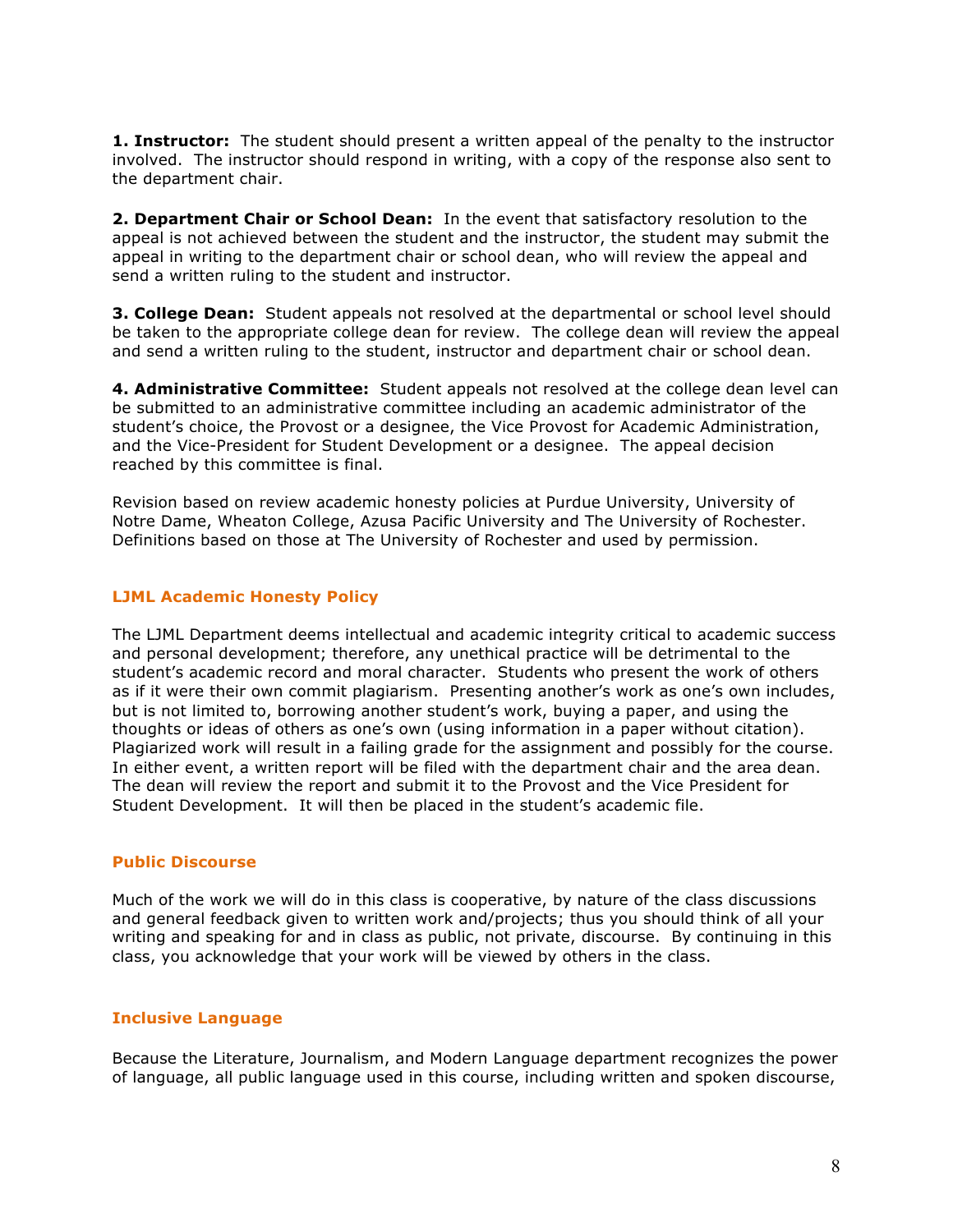**1. Instructor:** The student should present a written appeal of the penalty to the instructor involved. The instructor should respond in writing, with a copy of the response also sent to the department chair.

**2. Department Chair or School Dean:** In the event that satisfactory resolution to the appeal is not achieved between the student and the instructor, the student may submit the appeal in writing to the department chair or school dean, who will review the appeal and send a written ruling to the student and instructor.

**3. College Dean:** Student appeals not resolved at the departmental or school level should be taken to the appropriate college dean for review. The college dean will review the appeal and send a written ruling to the student, instructor and department chair or school dean.

**4. Administrative Committee:** Student appeals not resolved at the college dean level can be submitted to an administrative committee including an academic administrator of the student's choice, the Provost or a designee, the Vice Provost for Academic Administration, and the Vice-President for Student Development or a designee. The appeal decision reached by this committee is final.

Revision based on review academic honesty policies at Purdue University, University of Notre Dame, Wheaton College, Azusa Pacific University and The University of Rochester. Definitions based on those at The University of Rochester and used by permission.

## LJML Academic Honesty Policy

The LJML Department deems intellectual and academic integrity critical to academic success and personal development; therefore, any unethical practice will be detrimental to the student's academic record and moral character. Students who present the work of others as if it were their own commit plagiarism. Presenting another's work as one's own includes, but is not limited to, borrowing another student's work, buying a paper, and using the thoughts or ideas of others as one's own (using information in a paper without citation). Plagiarized work will result in a failing grade for the assignment and possibly for the course. In either event, a written report will be filed with the department chair and the area dean. The dean will review the report and submit it to the Provost and the Vice President for Student Development. It will then be placed in the student's academic file.

## Public Discourse

Much of the work we will do in this class is cooperative, by nature of the class discussions and general feedback given to written work and/projects; thus you should think of all your writing and speaking for and in class as public, not private, discourse. By continuing in this class, you acknowledge that your work will be viewed by others in the class.

## Inclusive Language

Because the Literature, Journalism, and Modern Language department recognizes the power of language, all public language used in this course, including written and spoken discourse,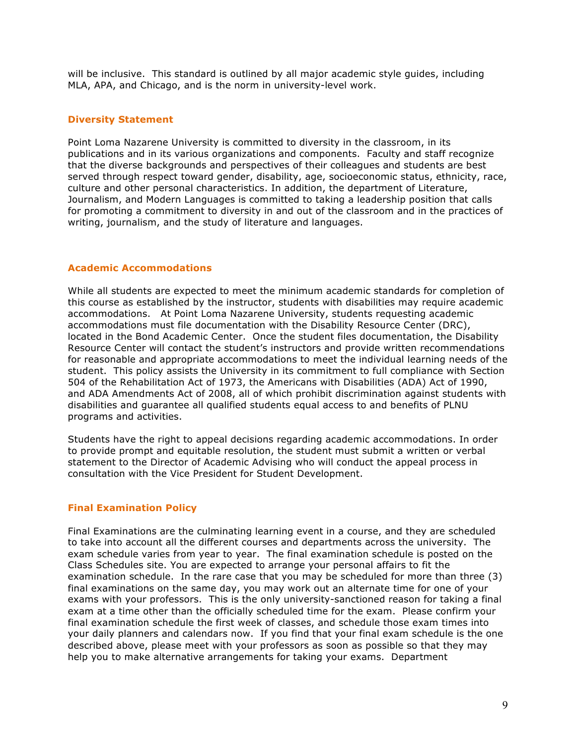will be inclusive. This standard is outlined by all major academic style guides, including MLA, APA, and Chicago, and is the norm in university-level work.

### Diversity Statement

Point Loma Nazarene University is committed to diversity in the classroom, in its publications and in its various organizations and components. Faculty and staff recognize that the diverse backgrounds and perspectives of their colleagues and students are best served through respect toward gender, disability, age, socioeconomic status, ethnicity, race, culture and other personal characteristics. In addition, the department of Literature, Journalism, and Modern Languages is committed to taking a leadership position that calls for promoting a commitment to diversity in and out of the classroom and in the practices of writing, journalism, and the study of literature and languages.

### Academic Accommodations

While all students are expected to meet the minimum academic standards for completion of this course as established by the instructor, students with disabilities may require academic accommodations. At Point Loma Nazarene University, students requesting academic accommodations must file documentation with the Disability Resource Center (DRC), located in the Bond Academic Center. Once the student files documentation, the Disability Resource Center will contact the student's instructors and provide written recommendations for reasonable and appropriate accommodations to meet the individual learning needs of the student. This policy assists the University in its commitment to full compliance with Section 504 of the Rehabilitation Act of 1973, the Americans with Disabilities (ADA) Act of 1990, and ADA Amendments Act of 2008, all of which prohibit discrimination against students with disabilities and guarantee all qualified students equal access to and benefits of PLNU programs and activities.

Students have the right to appeal decisions regarding academic accommodations. In order to provide prompt and equitable resolution, the student must submit a written or verbal statement to the Director of Academic Advising who will conduct the appeal process in consultation with the Vice President for Student Development.

### Final Examination Policy

Final Examinations are the culminating learning event in a course, and they are scheduled to take into account all the different courses and departments across the university. The exam schedule varies from year to year. The final examination schedule is posted on the Class Schedules site. You are expected to arrange your personal affairs to fit the examination schedule. In the rare case that you may be scheduled for more than three (3) final examinations on the same day, you may work out an alternate time for one of your exams with your professors. This is the only university-sanctioned reason for taking a final exam at a time other than the officially scheduled time for the exam. Please confirm your final examination schedule the first week of classes, and schedule those exam times into your daily planners and calendars now. If you find that your final exam schedule is the one described above, please meet with your professors as soon as possible so that they may help you to make alternative arrangements for taking your exams. Department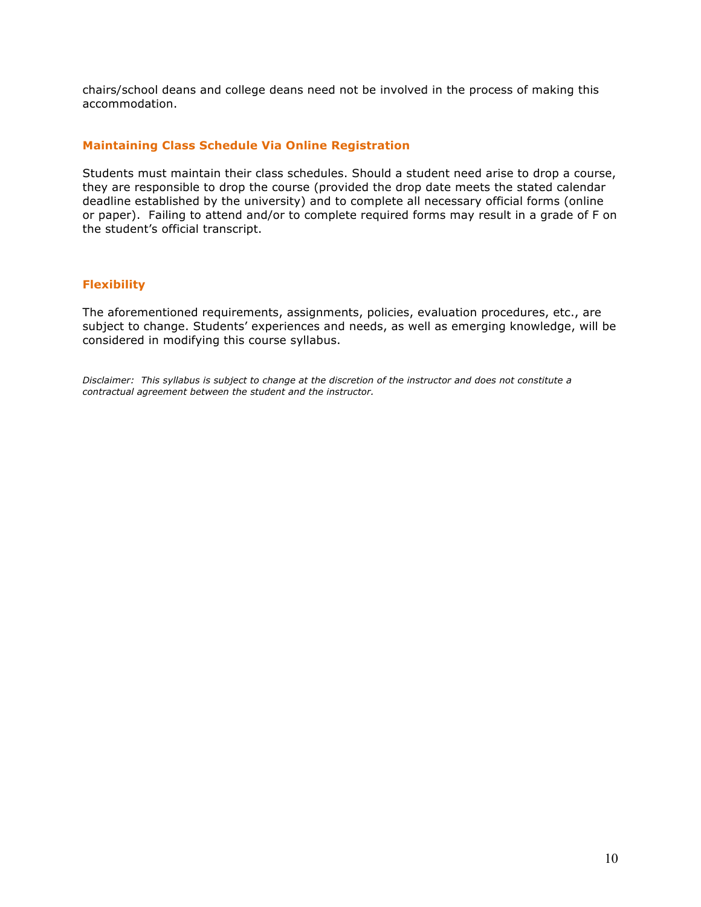chairs/school deans and college deans need not be involved in the process of making this accommodation.

### Maintaining Class Schedule Via Online Registration

Students must maintain their class schedules. Should a student need arise to drop a course, they are responsible to drop the course (provided the drop date meets the stated calendar deadline established by the university) and to complete all necessary official forms (online or paper). Failing to attend and/or to complete required forms may result in a grade of F on the student's official transcript.

### Flexibility

The aforementioned requirements, assignments, policies, evaluation procedures, etc., are subject to change. Students' experiences and needs, as well as emerging knowledge, will be considered in modifying this course syllabus.

*Disclaimer: This syllabus is subject to change at the discretion of the instructor and does not constitute a contractual agreement between the student and the instructor.*